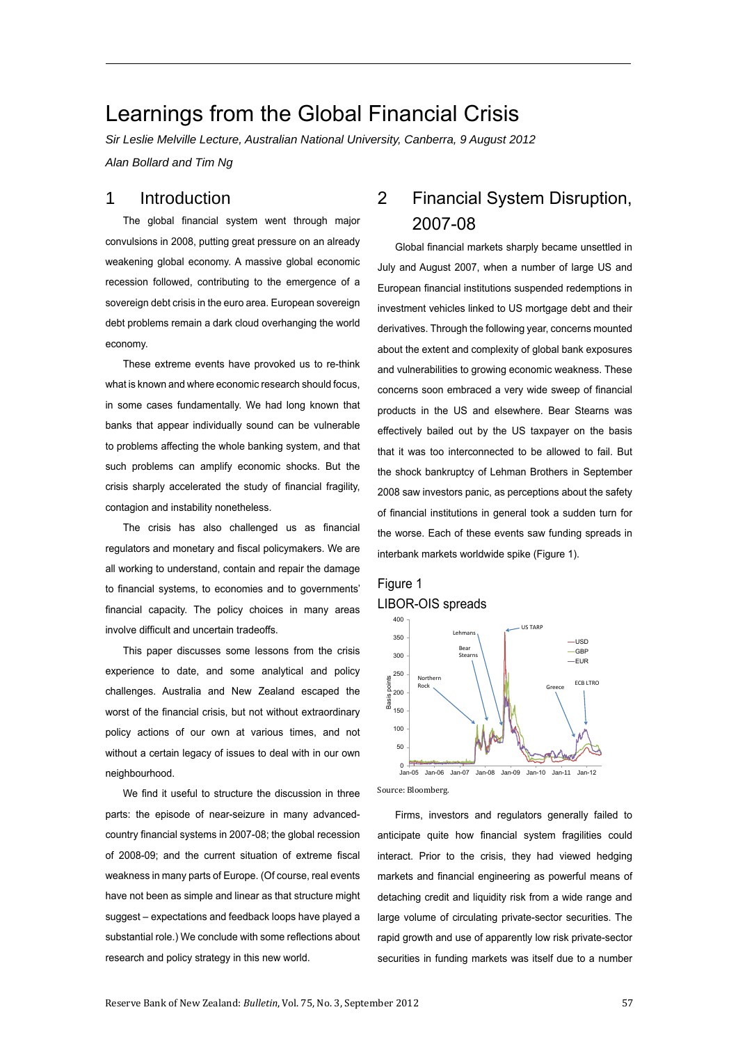# Learnings from the Global Financial Crisis

*Sir Leslie Melville Lecture, Australian National University, Canberra, 9 August 2012*

*Alan Bollard and Tim Ng*

## 1 Introduction

The global financial system went through major convulsions in 2008, putting great pressure on an already weakening global economy. A massive global economic recession followed, contributing to the emergence of a sovereign debt crisis in the euro area. European sovereign debt problems remain a dark cloud overhanging the world economy.

These extreme events have provoked us to re-think what is known and where economic research should focus, in some cases fundamentally. We had long known that banks that appear individually sound can be vulnerable to problems affecting the whole banking system, and that such problems can amplify economic shocks. But the crisis sharply accelerated the study of financial fragility, contagion and instability nonetheless.

The crisis has also challenged us as financial regulators and monetary and fiscal policymakers. We are all working to understand, contain and repair the damage to financial systems, to economies and to governments' financial capacity. The policy choices in many areas involve difficult and uncertain tradeoffs.

This paper discusses some lessons from the crisis experience to date, and some analytical and policy challenges. Australia and New Zealand escaped the worst of the financial crisis, but not without extraordinary policy actions of our own at various times, and not without a certain legacy of issues to deal with in our own neighbourhood.

We find it useful to structure the discussion in three parts: the episode of near-seizure in many advanced-country financial systems in 2007-08; the global recession of 2008-09; and the current situation of extreme fiscal weakness in many parts of Europe. (Of course, real events have not been as simple and linear as that structure might suggest – expectations and feedback loops have played a substantial role.) We conclude with some reflections about research and policy strategy in this new world.

## 2 Financial System Disruption, 2007-08

Global financial markets sharply became unsettled in July and August 2007, when a number of large US and European financial institutions suspended redemptions in investment vehicles linked to US mortgage debt and their derivatives. Through the following year, concerns mounted about the extent and complexity of global bank exposures and vulnerabilities to growing economic weakness. These concerns soon embraced a very wide sweep of financial products in the US and elsewhere. Bear Stearns was effectively bailed out by the US taxpayer on the basis that it was too interconnected to be allowed to fail. But the shock bankruptcy of Lehman Brothers in September 2008 saw investors panic, as perceptions about the safety of financial institutions in general took a sudden turn for the worse. Each of these events saw funding spreads in interbank markets worldwide spike (Figure 1).

Figure 1
LIBOR-OIS spreads

Source: Bloomberg.

Firms, investors and regulators generally failed to anticipate quite how financial system fragilities could interact. Prior to the crisis, they had viewed hedging markets and financial engineering as powerful means of detaching credit and liquidity risk from a wide range and large volume of circulating private-sector securities. The rapid growth and use of apparently low risk private-sector securities in funding markets was itself due to a number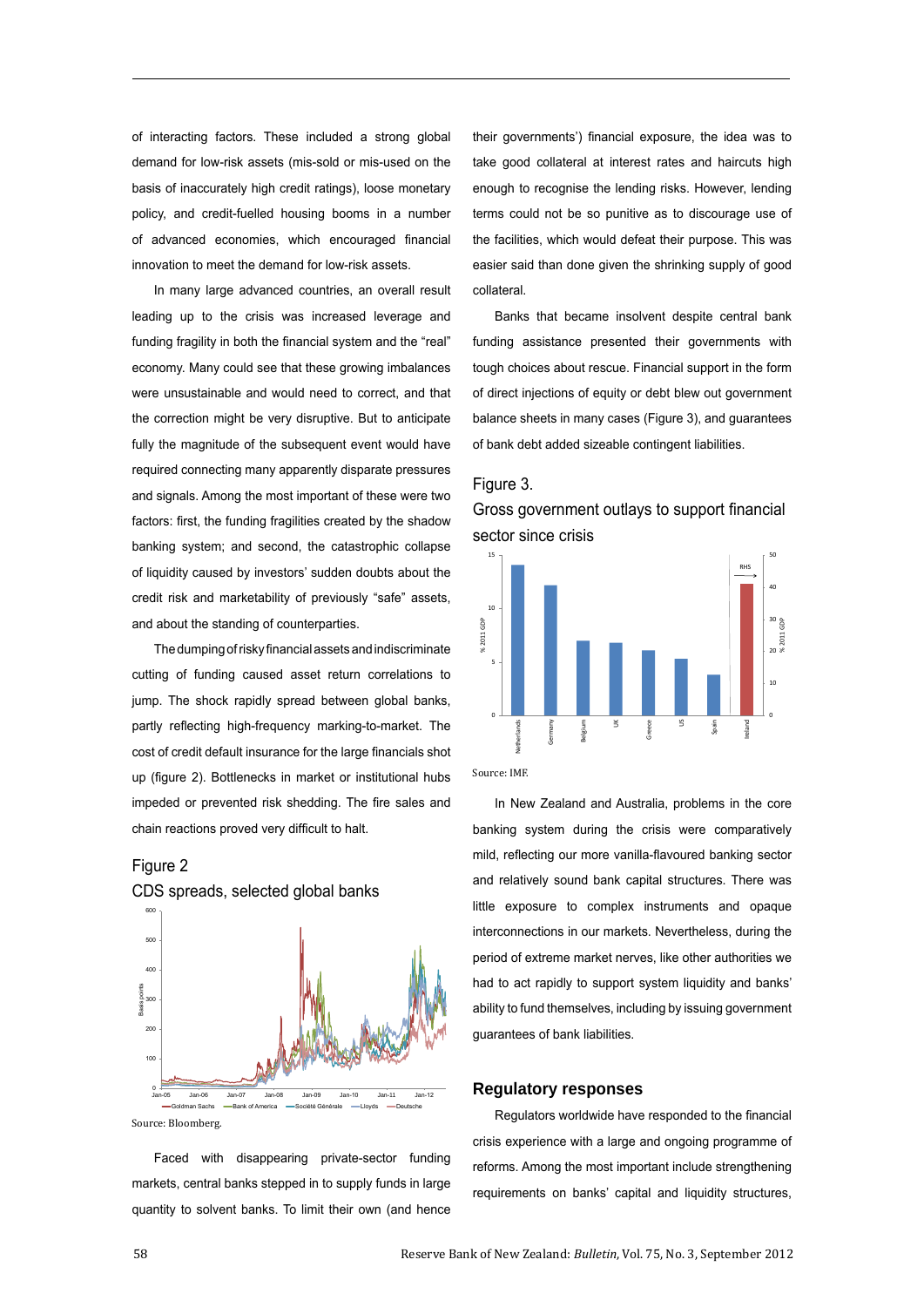of interacting factors. These included a strong global demand for low-risk assets (mis-sold or mis-used on the basis of inaccurately high credit ratings), loose monetary policy, and credit-fuelled housing booms in a number of advanced economies, which encouraged financial innovation to meet the demand for low-risk assets.

In many large advanced countries, an overall result leading up to the crisis was increased leverage and funding fragility in both the financial system and the "real" economy. Many could see that these growing imbalances were unsustainable and would need to correct, and that the correction might be very disruptive. But to anticipate fully the magnitude of the subsequent event would have required connecting many apparently disparate pressures and signals. Among the most important of these were two factors: first, the funding fragilities created by the shadow banking system; and second, the catastrophic collapse of liquidity caused by investors' sudden doubts about the credit risk and marketability of previously "safe" assets, and about the standing of counterparties.

The dumping of risky financial assets and indiscriminate cutting of funding caused asset return correlations to jump. The shock rapidly spread between global banks, partly reflecting high-frequency marking-to-market. The cost of credit default insurance for the large financials shot up (figure 2). Bottlenecks in market or institutional hubs impeded or prevented risk shedding. The fire sales and chain reactions proved very difficult to halt.

Figure 2
CDS spreads, selected global banks

Source: Bloomberg.

Faced with disappearing private-sector funding markets, central banks stepped in to supply funds in large quantity to solvent banks. To limit their own (and hence their governments') financial exposure, the idea was to take good collateral at interest rates and haircuts high enough to recognise the lending risks. However, lending terms could not be so punitive as to discourage use of the facilities, which would defeat their purpose. This was easier said than done given the shrinking supply of good collateral.

Banks that became insolvent despite central bank funding assistance presented their governments with tough choices about rescue. Financial support in the form of direct injections of equity or debt blew out government balance sheets in many cases (Figure 3), and guarantees of bank debt added sizeable contingent liabilities.

Figure 3.
Gross government outlays to support financial sector since crisis

Source: IMF.

In New Zealand and Australia, problems in the core banking system during the crisis were comparatively mild, reflecting our more vanilla-flavoured banking sector and relatively sound bank capital structures. There was little exposure to complex instruments and opaque interconnections in our markets. Nevertheless, during the period of extreme market nerves, like other authorities we had to act rapidly to support system liquidity and banks' ability to fund themselves, including by issuing government guarantees of bank liabilities.

## Regulatory responses

Regulators worldwide have responded to the financial crisis experience with a large and ongoing programme of reforms. Among the most important include strengthening requirements on banks' capital and liquidity structures,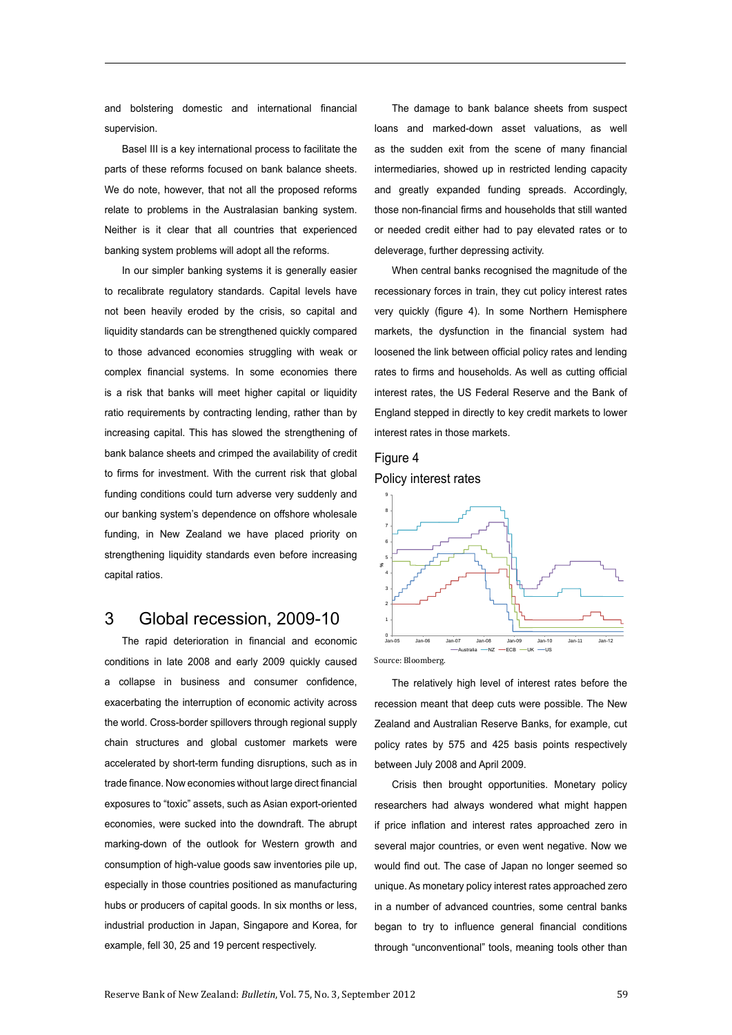and bolstering domestic and international financial supervision.

Basel III is a key international process to facilitate the parts of these reforms focused on bank balance sheets. We do note, however, that not all the proposed reforms relate to problems in the Australasian banking system. Neither is it clear that all countries that experienced banking system problems will adopt all the reforms.

In our simpler banking systems it is generally easier to recalibrate regulatory standards. Capital levels have not been heavily eroded by the crisis, so capital and liquidity standards can be strengthened quickly compared to those advanced economies struggling with weak or complex financial systems. In some economies there is a risk that banks will meet higher capital or liquidity ratio requirements by contracting lending, rather than by increasing capital. This has slowed the strengthening of bank balance sheets and crimped the availability of credit to firms for investment. With the current risk that global funding conditions could turn adverse very suddenly and our banking system's dependence on offshore wholesale funding, in New Zealand we have placed priority on strengthening liquidity standards even before increasing capital ratios.

## 3 Global recession, 2009-10

The rapid deterioration in financial and economic conditions in late 2008 and early 2009 quickly caused a collapse in business and consumer confidence, exacerbating the interruption of economic activity across the world. Cross-border spillovers through regional supply chain structures and global customer markets were accelerated by short-term funding disruptions, such as in trade finance. Now economies without large direct financial exposures to "toxic" assets, such as Asian export-oriented economies, were sucked into the downdraft. The abrupt marking-down of the outlook for Western growth and consumption of high-value goods saw inventories pile up, especially in those countries positioned as manufacturing hubs or producers of capital goods. In six months or less, industrial production in Japan, Singapore and Korea, for example, fell 30, 25 and 19 percent respectively.

The damage to bank balance sheets from suspect loans and marked-down asset valuations, as well as the sudden exit from the scene of many financial intermediaries, showed up in restricted lending capacity and greatly expanded funding spreads. Accordingly, those non-financial firms and households that still wanted or needed credit either had to pay elevated rates or to deleverage, further depressing activity.

When central banks recognised the magnitude of the recessionary forces in train, they cut policy interest rates very quickly (figure 4). In some Northern Hemisphere markets, the dysfunction in the financial system had loosened the link between official policy rates and lending rates to firms and households. As well as cutting official interest rates, the US Federal Reserve and the Bank of England stepped in directly to key credit markets to lower interest rates in those markets.

### Figure 4
### Policy interest rates

Source: Bloomberg.

The relatively high level of interest rates before the recession meant that deep cuts were possible. The New Zealand and Australian Reserve Banks, for example, cut policy rates by 575 and 425 basis points respectively between July 2008 and April 2009.

Crisis then brought opportunities. Monetary policy researchers had always wondered what might happen if price inflation and interest rates approached zero in several major countries, or even went negative. Now we would find out. The case of Japan no longer seemed so unique. As monetary policy interest rates approached zero in a number of advanced countries, some central banks began to try to influence general financial conditions through "unconventional" tools, meaning tools other than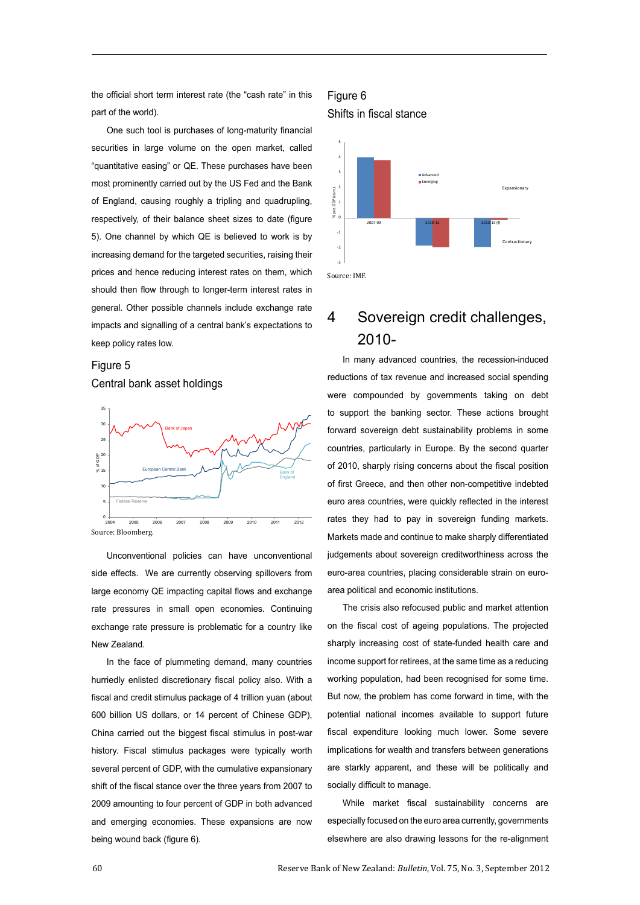the official short term interest rate (the "cash rate" in this part of the world).

One such tool is purchases of long-maturity financial securities in large volume on the open market, called "quantitative easing" or QE. These purchases have been most prominently carried out by the US Fed and the Bank of England, causing roughly a tripling and quadrupling, respectively, of their balance sheet sizes to date (figure 5). One channel by which QE is believed to work is by increasing demand for the targeted securities, raising their prices and hence reducing interest rates on them, which should then flow through to longer-term interest rates in general. Other possible channels include exchange rate impacts and signalling of a central bank's expectations to keep policy rates low.

### Figure 5
### Central bank asset holdings

Source: Bloomberg.

Unconventional policies can have unconventional side effects. We are currently observing spillovers from large economy QE impacting capital flows and exchange rate pressures in small open economies. Continuing exchange rate pressure is problematic for a country like New Zealand.

In the face of plummeting demand, many countries hurriedly enlisted discretionary fiscal policy also. With a fiscal and credit stimulus package of 4 trillion yuan (about 600 billion US dollars, or 14 percent of Chinese GDP), China carried out the biggest fiscal stimulus in post-war history. Fiscal stimulus packages were typically worth several percent of GDP, with the cumulative expansionary shift of the fiscal stance over the three years from 2007 to 2009 amounting to four percent of GDP in both advanced and emerging economies. These expansions are now being wound back (figure 6).

### Figure 6
### Shifts in fiscal stance

Source: IMF.

## 4 Sovereign credit challenges, 2010-

In many advanced countries, the recession-induced reductions of tax revenue and increased social spending were compounded by governments taking on debt to support the banking sector. These actions brought forward sovereign debt sustainability problems in some countries, particularly in Europe. By the second quarter of 2010, sharply rising concerns about the fiscal position of first Greece, and then other non-competitive indebted euro area countries, were quickly reflected in the interest rates they had to pay in sovereign funding markets. Markets made and continue to make sharply differentiated judgements about sovereign creditworthiness across the euro-area countries, placing considerable strain on euro-area political and economic institutions.

The crisis also refocused public and market attention on the fiscal cost of ageing populations. The projected sharply increasing cost of state-funded health care and income support for retirees, at the same time as a reducing working population, had been recognised for some time. But now, the problem has come forward in time, with the potential national incomes available to support future fiscal expenditure looking much lower. Some severe implications for wealth and transfers between generations are starkly apparent, and these will be politically and socially difficult to manage.

While market fiscal sustainability concerns are especially focused on the euro area currently, governments elsewhere are also drawing lessons for the re-alignment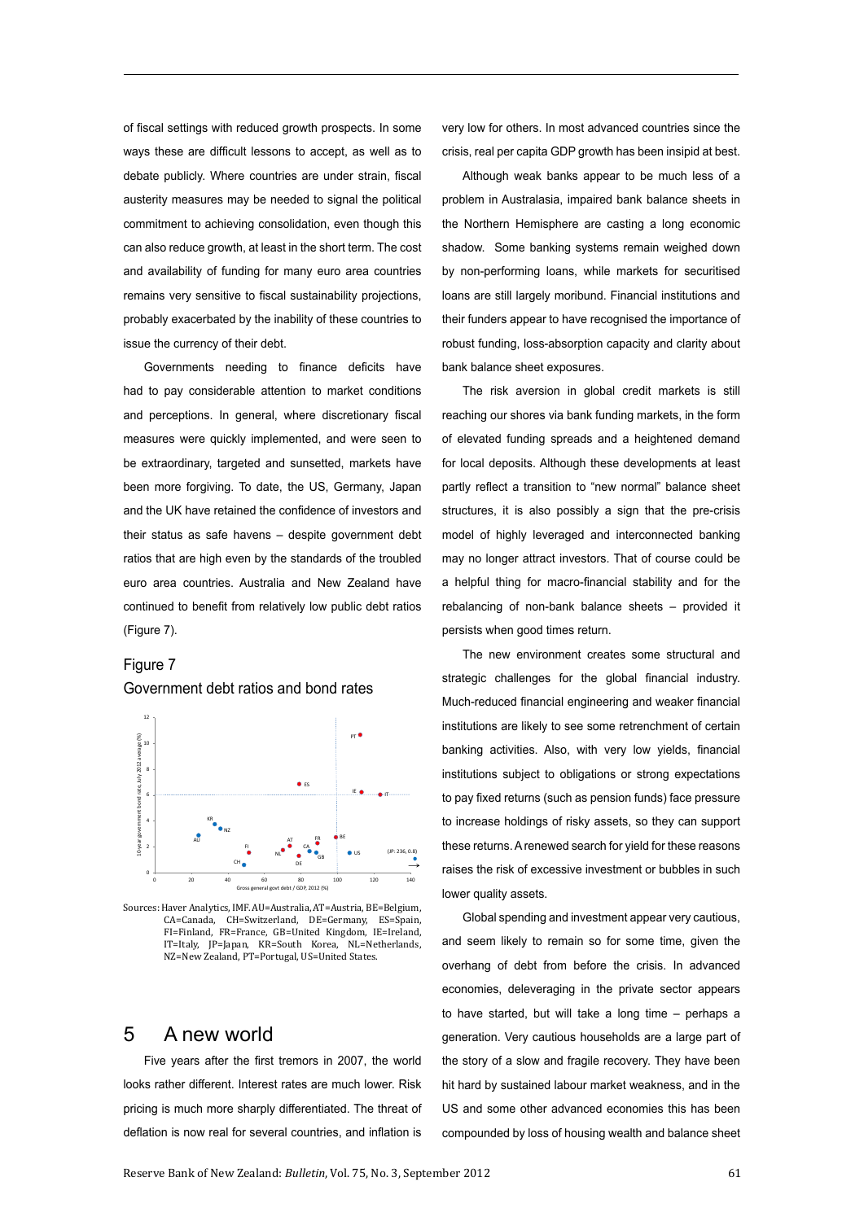of fiscal settings with reduced growth prospects. In some ways these are difficult lessons to accept, as well as to debate publicly. Where countries are under strain, fiscal austerity measures may be needed to signal the political commitment to achieving consolidation, even though this can also reduce growth, at least in the short term. The cost and availability of funding for many euro area countries remains very sensitive to fiscal sustainability projections, probably exacerbated by the inability of these countries to issue the currency of their debt.

Governments needing to finance deficits have had to pay considerable attention to market conditions and perceptions. In general, where discretionary fiscal measures were quickly implemented, and were seen to be extraordinary, targeted and sunsetted, markets have been more forgiving. To date, the US, Germany, Japan and the UK have retained the confidence of investors and their status as safe havens – despite government debt ratios that are high even by the standards of the troubled euro area countries. Australia and New Zealand have continued to benefit from relatively low public debt ratios (Figure 7).

### Figure 7
### Government debt ratios and bond rates

Sources: Haver Analytics, IMF. AU=Australia, AT=Austria, BE=Belgium, CA=Canada, CH=Switzerland, DE=Germany, ES=Spain, FI=Finland, FR=France, GB=United Kingdom, IE=Ireland, IT=Italy, JP=Japan, KR=South Korea, NL=Netherlands, NZ=New Zealand, PT=Portugal, US=United States.

## 5 A new world

Five years after the first tremors in 2007, the world looks rather different. Interest rates are much lower. Risk pricing is much more sharply differentiated. The threat of deflation is now real for several countries, and inflation is very low for others. In most advanced countries since the crisis, real per capita GDP growth has been insipid at best.

Although weak banks appear to be much less of a problem in Australasia, impaired bank balance sheets in the Northern Hemisphere are casting a long economic shadow. Some banking systems remain weighed down by non-performing loans, while markets for securitised loans are still largely moribund. Financial institutions and their funders appear to have recognised the importance of robust funding, loss-absorption capacity and clarity about bank balance sheet exposures.

The risk aversion in global credit markets is still reaching our shores via bank funding markets, in the form of elevated funding spreads and a heightened demand for local deposits. Although these developments at least partly reflect a transition to "new normal" balance sheet structures, it is also possibly a sign that the pre-crisis model of highly leveraged and interconnected banking may no longer attract investors. That of course could be a helpful thing for macro-financial stability and for the rebalancing of non-bank balance sheets – provided it persists when good times return.

The new environment creates some structural and strategic challenges for the global financial industry. Much-reduced financial engineering and weaker financial institutions are likely to see some retrenchment of certain banking activities. Also, with very low yields, financial institutions subject to obligations or strong expectations to pay fixed returns (such as pension funds) face pressure to increase holdings of risky assets, so they can support these returns. A renewed search for yield for these reasons raises the risk of excessive investment or bubbles in such lower quality assets.

Global spending and investment appear very cautious, and seem likely to remain so for some time, given the overhang of debt from before the crisis. In advanced economies, deleveraging in the private sector appears to have started, but will take a long time – perhaps a generation. Very cautious households are a large part of the story of a slow and fragile recovery. They have been hit hard by sustained labour market weakness, and in the US and some other advanced economies this has been compounded by loss of housing wealth and balance sheet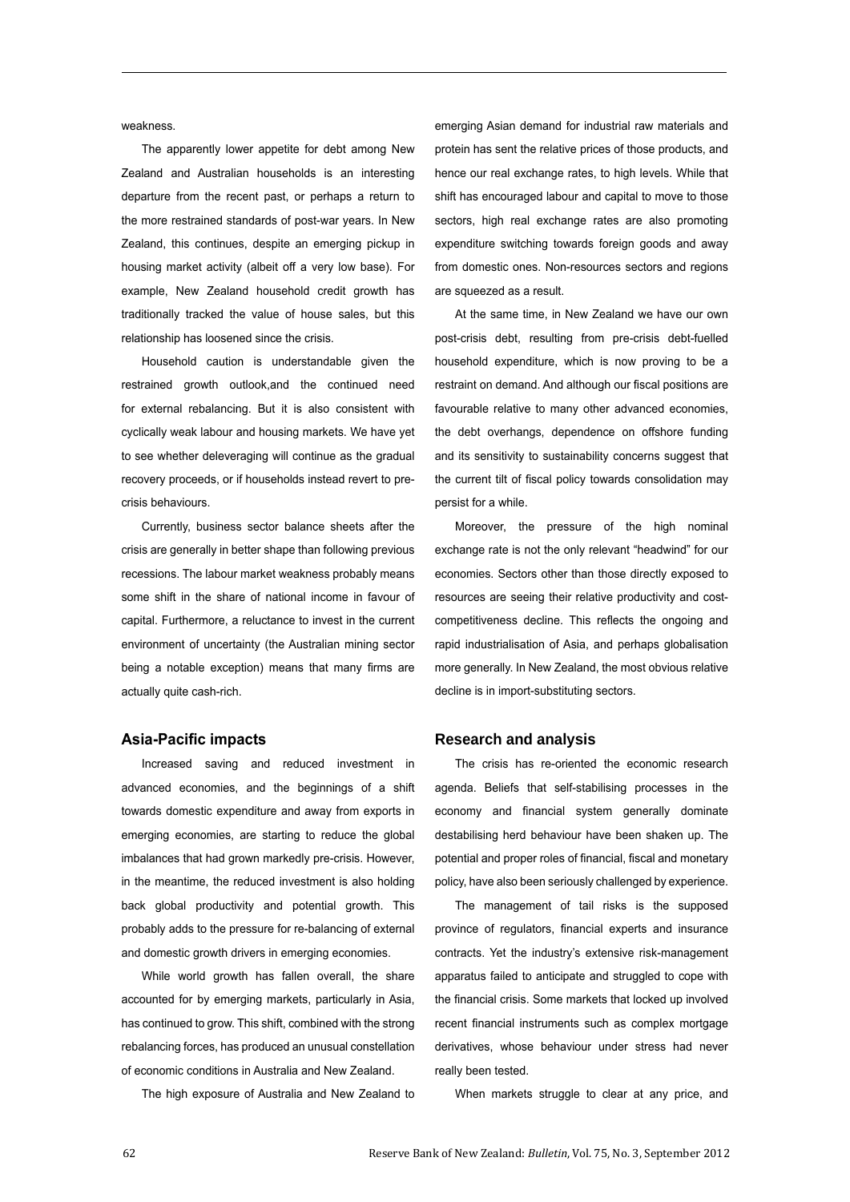weakness.

The apparently lower appetite for debt among New Zealand and Australian households is an interesting departure from the recent past, or perhaps a return to the more restrained standards of post-war years. In New Zealand, this continues, despite an emerging pickup in housing market activity (albeit off a very low base). For example, New Zealand household credit growth has traditionally tracked the value of house sales, but this relationship has loosened since the crisis.

Household caution is understandable given the restrained growth outlook,and the continued need for external rebalancing. But it is also consistent with cyclically weak labour and housing markets. We have yet to see whether deleveraging will continue as the gradual recovery proceeds, or if households instead revert to pre-crisis behaviours.

Currently, business sector balance sheets after the crisis are generally in better shape than following previous recessions. The labour market weakness probably means some shift in the share of national income in favour of capital. Furthermore, a reluctance to invest in the current environment of uncertainty (the Australian mining sector being a notable exception) means that many firms are actually quite cash-rich.

## Asia-Pacific impacts

Increased saving and reduced investment in advanced economies, and the beginnings of a shift towards domestic expenditure and away from exports in emerging economies, are starting to reduce the global imbalances that had grown markedly pre-crisis. However, in the meantime, the reduced investment is also holding back global productivity and potential growth. This probably adds to the pressure for re-balancing of external and domestic growth drivers in emerging economies.

While world growth has fallen overall, the share accounted for by emerging markets, particularly in Asia, has continued to grow. This shift, combined with the strong rebalancing forces, has produced an unusual constellation of economic conditions in Australia and New Zealand.

The high exposure of Australia and New Zealand to emerging Asian demand for industrial raw materials and protein has sent the relative prices of those products, and hence our real exchange rates, to high levels. While that shift has encouraged labour and capital to move to those sectors, high real exchange rates are also promoting expenditure switching towards foreign goods and away from domestic ones. Non-resources sectors and regions are squeezed as a result.

At the same time, in New Zealand we have our own post-crisis debt, resulting from pre-crisis debt-fuelled household expenditure, which is now proving to be a restraint on demand. And although our fiscal positions are favourable relative to many other advanced economies, the debt overhangs, dependence on offshore funding and its sensitivity to sustainability concerns suggest that the current tilt of fiscal policy towards consolidation may persist for a while.

Moreover, the pressure of the high nominal exchange rate is not the only relevant "headwind" for our economies. Sectors other than those directly exposed to resources are seeing their relative productivity and cost-competitiveness decline. This reflects the ongoing and rapid industrialisation of Asia, and perhaps globalisation more generally. In New Zealand, the most obvious relative decline is in import-substituting sectors.

## Research and analysis

The crisis has re-oriented the economic research agenda. Beliefs that self-stabilising processes in the economy and financial system generally dominate destabilising herd behaviour have been shaken up. The potential and proper roles of financial, fiscal and monetary policy, have also been seriously challenged by experience.

The management of tail risks is the supposed province of regulators, financial experts and insurance contracts. Yet the industry's extensive risk-management apparatus failed to anticipate and struggled to cope with the financial crisis. Some markets that locked up involved recent financial instruments such as complex mortgage derivatives, whose behaviour under stress had never really been tested.

When markets struggle to clear at any price, and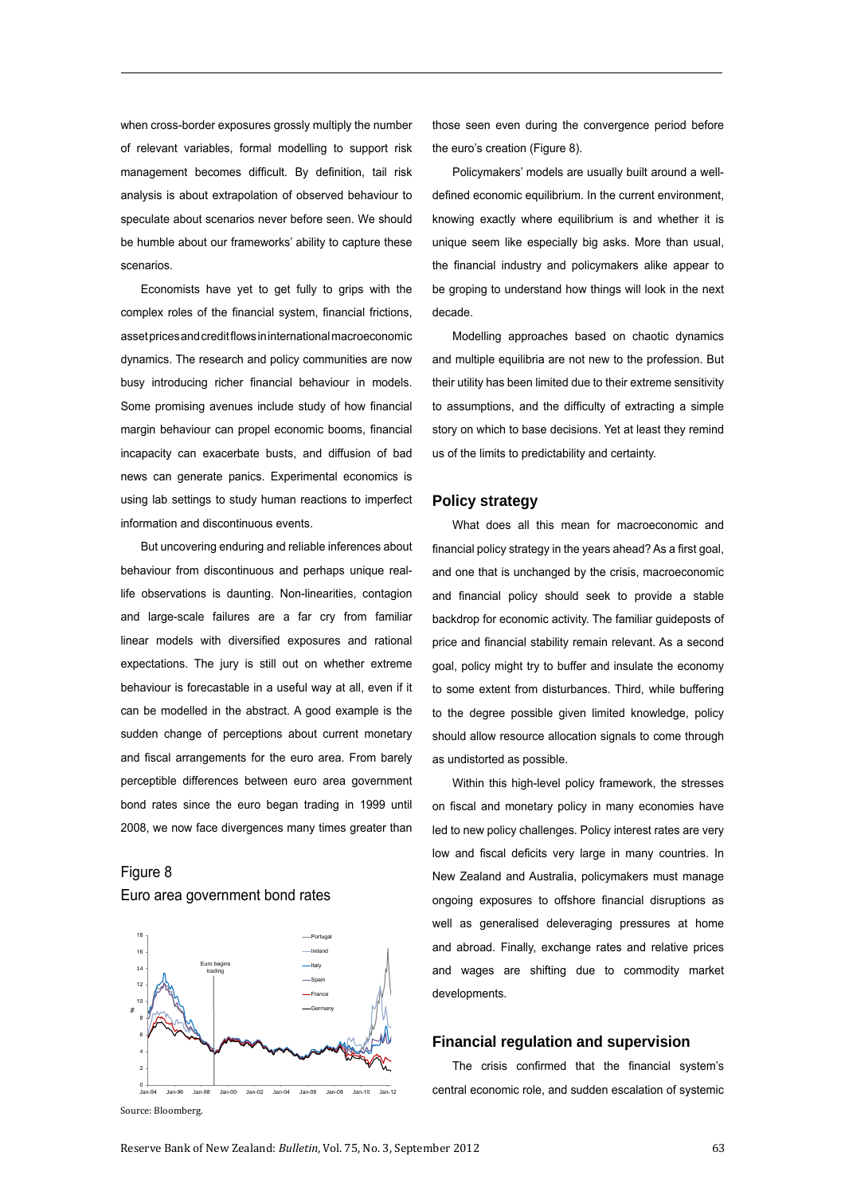when cross-border exposures grossly multiply the number of relevant variables, formal modelling to support risk management becomes difficult. By definition, tail risk analysis is about extrapolation of observed behaviour to speculate about scenarios never before seen. We should be humble about our frameworks' ability to capture these scenarios.

Economists have yet to get fully to grips with the complex roles of the financial system, financial frictions, asset prices and credit flows in international macroeconomic dynamics. The research and policy communities are now busy introducing richer financial behaviour in models. Some promising avenues include study of how financial margin behaviour can propel economic booms, financial incapacity can exacerbate busts, and diffusion of bad news can generate panics. Experimental economics is using lab settings to study human reactions to imperfect information and discontinuous events.

But uncovering enduring and reliable inferences about behaviour from discontinuous and perhaps unique real-life observations is daunting. Non-linearities, contagion and large-scale failures are a far cry from familiar linear models with diversified exposures and rational expectations. The jury is still out on whether extreme behaviour is forecastable in a useful way at all, even if it can be modelled in the abstract. A good example is the sudden change of perceptions about current monetary and fiscal arrangements for the euro area. From barely perceptible differences between euro area government bond rates since the euro began trading in 1999 until 2008, we now face divergences many times greater than those seen even during the convergence period before the euro's creation (Figure 8).

Figure 8
Euro area government bond rates

Source: Bloomberg.

Policymakers' models are usually built around a well-defined economic equilibrium. In the current environment, knowing exactly where equilibrium is and whether it is unique seem like especially big asks. More than usual, the financial industry and policymakers alike appear to be groping to understand how things will look in the next decade.

Modelling approaches based on chaotic dynamics and multiple equilibria are not new to the profession. But their utility has been limited due to their extreme sensitivity to assumptions, and the difficulty of extracting a simple story on which to base decisions. Yet at least they remind us of the limits to predictability and certainty.

## Policy strategy

What does all this mean for macroeconomic and financial policy strategy in the years ahead? As a first goal, and one that is unchanged by the crisis, macroeconomic and financial policy should seek to provide a stable backdrop for economic activity. The familiar guideposts of price and financial stability remain relevant. As a second goal, policy might try to buffer and insulate the economy to some extent from disturbances. Third, while buffering to the degree possible given limited knowledge, policy should allow resource allocation signals to come through as undistorted as possible.

Within this high-level policy framework, the stresses on fiscal and monetary policy in many economies have led to new policy challenges. Policy interest rates are very low and fiscal deficits very large in many countries. In New Zealand and Australia, policymakers must manage ongoing exposures to offshore financial disruptions as well as generalised deleveraging pressures at home and abroad. Finally, exchange rates and relative prices and wages are shifting due to commodity market developments.

## Financial regulation and supervision

The crisis confirmed that the financial system's central economic role, and sudden escalation of systemic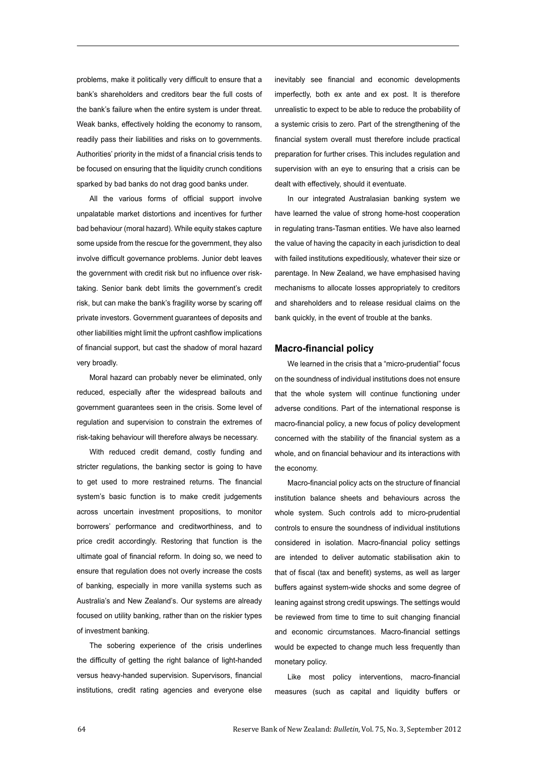problems, make it politically very difficult to ensure that a bank's shareholders and creditors bear the full costs of the bank's failure when the entire system is under threat. Weak banks, effectively holding the economy to ransom, readily pass their liabilities and risks on to governments. Authorities' priority in the midst of a financial crisis tends to be focused on ensuring that the liquidity crunch conditions sparked by bad banks do not drag good banks under.

All the various forms of official support involve unpalatable market distortions and incentives for further bad behaviour (moral hazard). While equity stakes capture some upside from the rescue for the government, they also involve difficult governance problems. Junior debt leaves the government with credit risk but no influence over risk-taking. Senior bank debt limits the government's credit risk, but can make the bank's fragility worse by scaring off private investors. Government guarantees of deposits and other liabilities might limit the upfront cashflow implications of financial support, but cast the shadow of moral hazard very broadly.

Moral hazard can probably never be eliminated, only reduced, especially after the widespread bailouts and government guarantees seen in the crisis. Some level of regulation and supervision to constrain the extremes of risk-taking behaviour will therefore always be necessary.

With reduced credit demand, costly funding and stricter regulations, the banking sector is going to have to get used to more restrained returns. The financial system's basic function is to make credit judgements across uncertain investment propositions, to monitor borrowers' performance and creditworthiness, and to price credit accordingly. Restoring that function is the ultimate goal of financial reform. In doing so, we need to ensure that regulation does not overly increase the costs of banking, especially in more vanilla systems such as Australia's and New Zealand's. Our systems are already focused on utility banking, rather than on the riskier types of investment banking.

The sobering experience of the crisis underlines the difficulty of getting the right balance of light-handed versus heavy-handed supervision. Supervisors, financial institutions, credit rating agencies and everyone else inevitably see financial and economic developments imperfectly, both ex ante and ex post. It is therefore unrealistic to expect to be able to reduce the probability of a systemic crisis to zero. Part of the strengthening of the financial system overall must therefore include practical preparation for further crises. This includes regulation and supervision with an eye to ensuring that a crisis can be dealt with effectively, should it eventuate.

In our integrated Australasian banking system we have learned the value of strong home-host cooperation in regulating trans-Tasman entities. We have also learned the value of having the capacity in each jurisdiction to deal with failed institutions expeditiously, whatever their size or parentage. In New Zealand, we have emphasised having mechanisms to allocate losses appropriately to creditors and shareholders and to release residual claims on the bank quickly, in the event of trouble at the banks.

## Macro-financial policy

We learned in the crisis that a "micro-prudential" focus on the soundness of individual institutions does not ensure that the whole system will continue functioning under adverse conditions. Part of the international response is macro-financial policy, a new focus of policy development concerned with the stability of the financial system as a whole, and on financial behaviour and its interactions with the economy.

Macro-financial policy acts on the structure of financial institution balance sheets and behaviours across the whole system. Such controls add to micro-prudential controls to ensure the soundness of individual institutions considered in isolation. Macro-financial policy settings are intended to deliver automatic stabilisation akin to that of fiscal (tax and benefit) systems, as well as larger buffers against system-wide shocks and some degree of leaning against strong credit upswings. The settings would be reviewed from time to time to suit changing financial and economic circumstances. Macro-financial settings would be expected to change much less frequently than monetary policy.

Like most policy interventions, macro-financial measures (such as capital and liquidity buffers or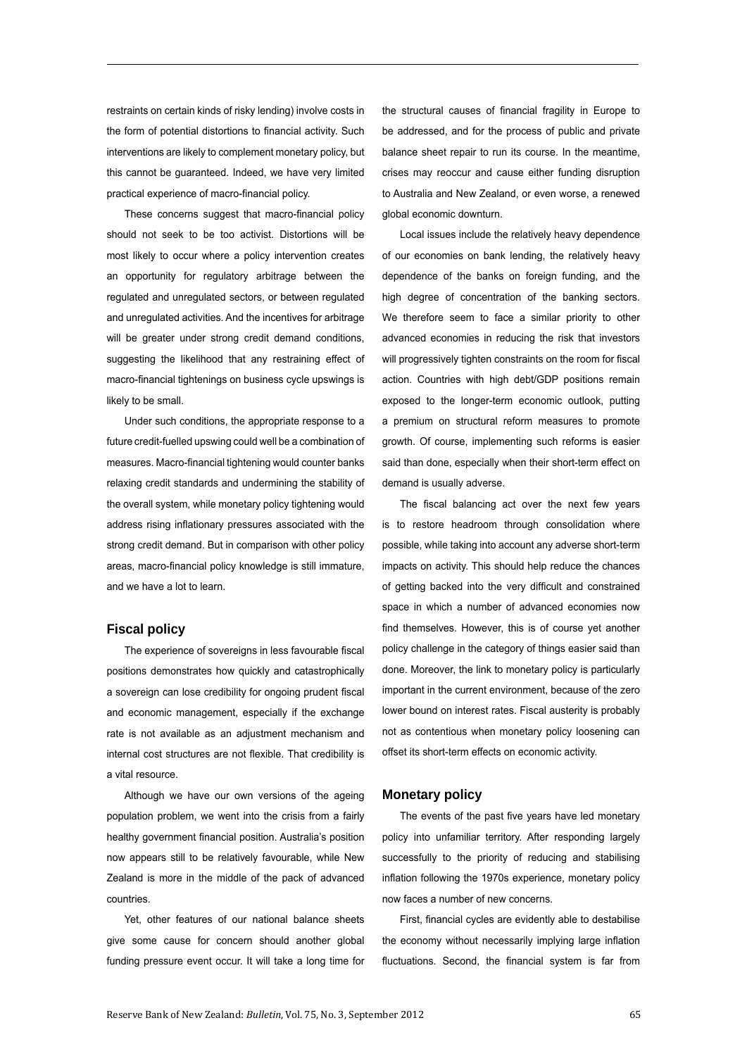restraints on certain kinds of risky lending) involve costs in the form of potential distortions to financial activity. Such interventions are likely to complement monetary policy, but this cannot be guaranteed. Indeed, we have very limited practical experience of macro-financial policy.

These concerns suggest that macro-financial policy should not seek to be too activist. Distortions will be most likely to occur where a policy intervention creates an opportunity for regulatory arbitrage between the regulated and unregulated sectors, or between regulated and unregulated activities. And the incentives for arbitrage will be greater under strong credit demand conditions, suggesting the likelihood that any restraining effect of macro-financial tightenings on business cycle upswings is likely to be small.

Under such conditions, the appropriate response to a future credit-fuelled upswing could well be a combination of measures. Macro-financial tightening would counter banks relaxing credit standards and undermining the stability of the overall system, while monetary policy tightening would address rising inflationary pressures associated with the strong credit demand. But in comparison with other policy areas, macro-financial policy knowledge is still immature, and we have a lot to learn.

## Fiscal policy

The experience of sovereigns in less favourable fiscal positions demonstrates how quickly and catastrophically a sovereign can lose credibility for ongoing prudent fiscal and economic management, especially if the exchange rate is not available as an adjustment mechanism and internal cost structures are not flexible. That credibility is a vital resource.

Although we have our own versions of the ageing population problem, we went into the crisis from a fairly healthy government financial position. Australia's position now appears still to be relatively favourable, while New Zealand is more in the middle of the pack of advanced countries.

Yet, other features of our national balance sheets give some cause for concern should another global funding pressure event occur. It will take a long time for the structural causes of financial fragility in Europe to be addressed, and for the process of public and private balance sheet repair to run its course. In the meantime, crises may reoccur and cause either funding disruption to Australia and New Zealand, or even worse, a renewed global economic downturn.

Local issues include the relatively heavy dependence of our economies on bank lending, the relatively heavy dependence of the banks on foreign funding, and the high degree of concentration of the banking sectors. We therefore seem to face a similar priority to other advanced economies in reducing the risk that investors will progressively tighten constraints on the room for fiscal action. Countries with high debt/GDP positions remain exposed to the longer-term economic outlook, putting a premium on structural reform measures to promote growth. Of course, implementing such reforms is easier said than done, especially when their short-term effect on demand is usually adverse.

The fiscal balancing act over the next few years is to restore headroom through consolidation where possible, while taking into account any adverse short-term impacts on activity. This should help reduce the chances of getting backed into the very difficult and constrained space in which a number of advanced economies now find themselves. However, this is of course yet another policy challenge in the category of things easier said than done. Moreover, the link to monetary policy is particularly important in the current environment, because of the zero lower bound on interest rates. Fiscal austerity is probably not as contentious when monetary policy loosening can offset its short-term effects on economic activity.

## Monetary policy

The events of the past five years have led monetary policy into unfamiliar territory. After responding largely successfully to the priority of reducing and stabilising inflation following the 1970s experience, monetary policy now faces a number of new concerns.

First, financial cycles are evidently able to destabilise the economy without necessarily implying large inflation fluctuations. Second, the financial system is far from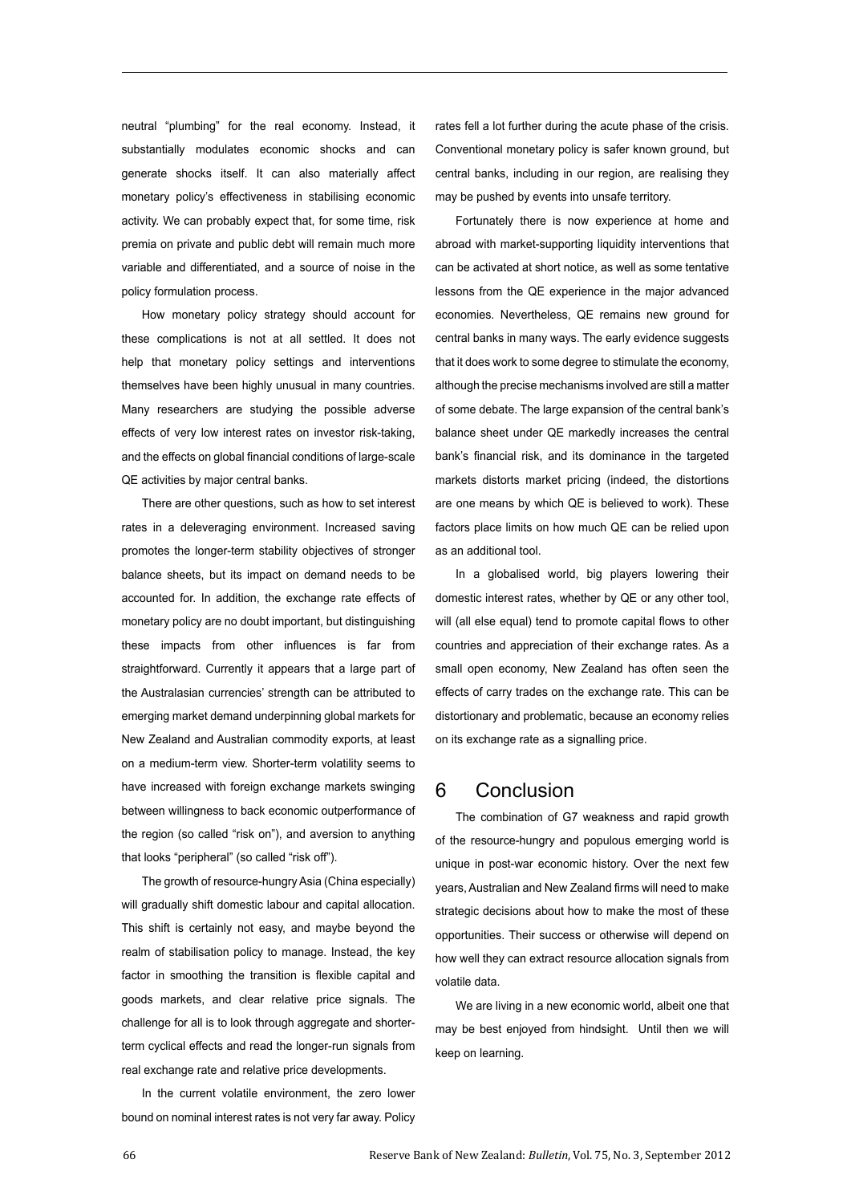neutral "plumbing" for the real economy. Instead, it substantially modulates economic shocks and can generate shocks itself. It can also materially affect monetary policy's effectiveness in stabilising economic activity. We can probably expect that, for some time, risk premia on private and public debt will remain much more variable and differentiated, and a source of noise in the policy formulation process.

How monetary policy strategy should account for these complications is not at all settled. It does not help that monetary policy settings and interventions themselves have been highly unusual in many countries. Many researchers are studying the possible adverse effects of very low interest rates on investor risk-taking, and the effects on global financial conditions of large-scale QE activities by major central banks.

There are other questions, such as how to set interest rates in a deleveraging environment. Increased saving promotes the longer-term stability objectives of stronger balance sheets, but its impact on demand needs to be accounted for. In addition, the exchange rate effects of monetary policy are no doubt important, but distinguishing these impacts from other influences is far from straightforward. Currently it appears that a large part of the Australasian currencies' strength can be attributed to emerging market demand underpinning global markets for New Zealand and Australian commodity exports, at least on a medium-term view. Shorter-term volatility seems to have increased with foreign exchange markets swinging between willingness to back economic outperformance of the region (so called "risk on"), and aversion to anything that looks "peripheral" (so called "risk off").

The growth of resource-hungry Asia (China especially) will gradually shift domestic labour and capital allocation. This shift is certainly not easy, and maybe beyond the realm of stabilisation policy to manage. Instead, the key factor in smoothing the transition is flexible capital and goods markets, and clear relative price signals. The challenge for all is to look through aggregate and shorter-term cyclical effects and read the longer-run signals from real exchange rate and relative price developments.

In the current volatile environment, the zero lower bound on nominal interest rates is not very far away. Policy rates fell a lot further during the acute phase of the crisis. Conventional monetary policy is safer known ground, but central banks, including in our region, are realising they may be pushed by events into unsafe territory.

Fortunately there is now experience at home and abroad with market-supporting liquidity interventions that can be activated at short notice, as well as some tentative lessons from the QE experience in the major advanced economies. Nevertheless, QE remains new ground for central banks in many ways. The early evidence suggests that it does work to some degree to stimulate the economy, although the precise mechanisms involved are still a matter of some debate. The large expansion of the central bank's balance sheet under QE markedly increases the central bank's financial risk, and its dominance in the targeted markets distorts market pricing (indeed, the distortions are one means by which QE is believed to work). These factors place limits on how much QE can be relied upon as an additional tool.

In a globalised world, big players lowering their domestic interest rates, whether by QE or any other tool, will (all else equal) tend to promote capital flows to other countries and appreciation of their exchange rates. As a small open economy, New Zealand has often seen the effects of carry trades on the exchange rate. This can be distortionary and problematic, because an economy relies on its exchange rate as a signalling price.

## 6 Conclusion

The combination of G7 weakness and rapid growth of the resource-hungry and populous emerging world is unique in post-war economic history. Over the next few years, Australian and New Zealand firms will need to make strategic decisions about how to make the most of these opportunities. Their success or otherwise will depend on how well they can extract resource allocation signals from volatile data.

We are living in a new economic world, albeit one that may be best enjoyed from hindsight. Until then we will keep on learning.